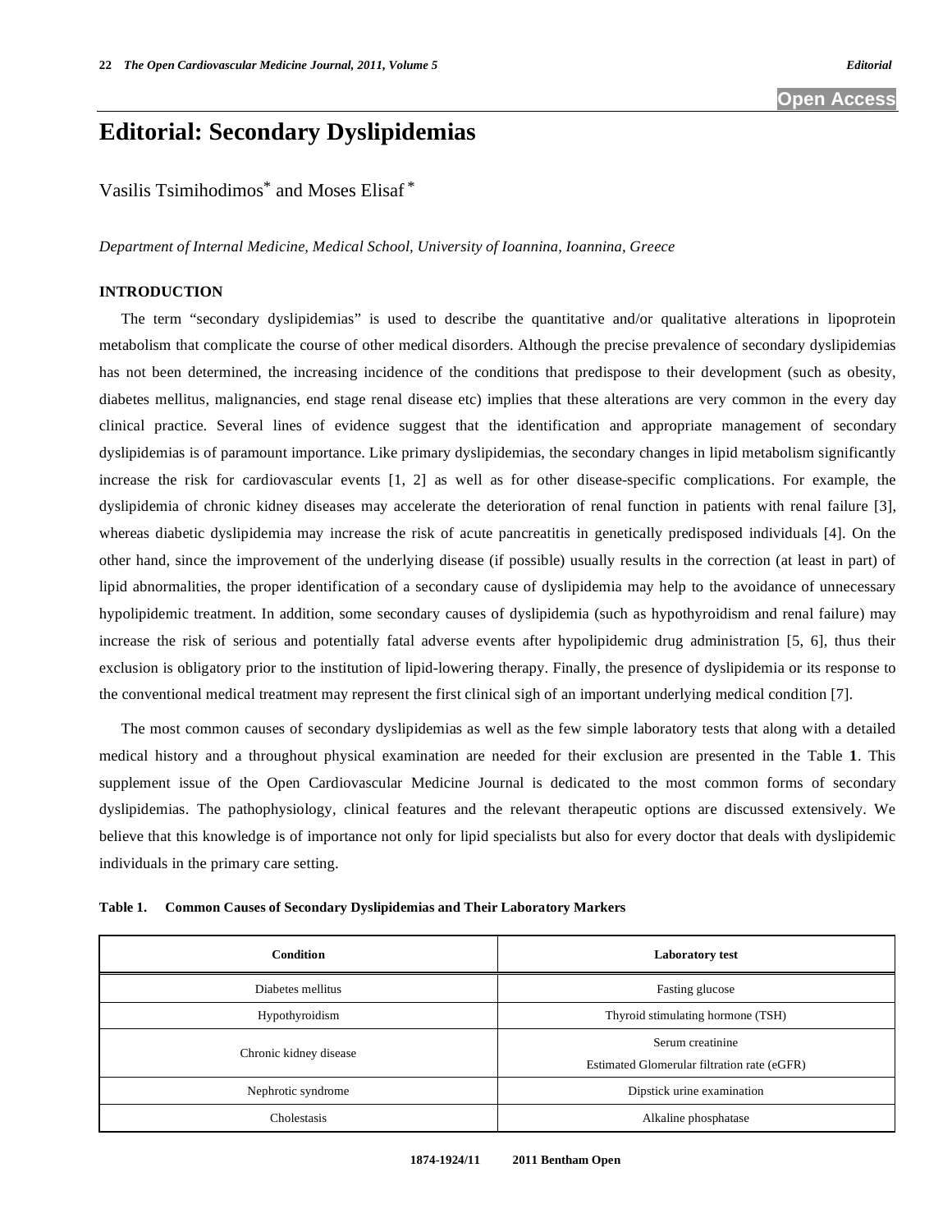Open Access

# Editorial: Secondary Dyslipidemias

Vasilis Tsimihodimos* and Moses Elisaf *

*Department of Internal Medicine, Medical School, University of Ioannina, Ioannina, Greece*

## INTRODUCTION

The term "secondary dyslipidemias" is used to describe the quantitative and/or qualitative alterations in lipoprotein metabolism that complicate the course of other medical disorders. Although the precise prevalence of secondary dyslipidemias has not been determined, the increasing incidence of the conditions that predispose to their development (such as obesity, diabetes mellitus, malignancies, end stage renal disease etc) implies that these alterations are very common in the every day clinical practice. Several lines of evidence suggest that the identification and appropriate management of secondary dyslipidemias is of paramount importance. Like primary dyslipidemias, the secondary changes in lipid metabolism significantly increase the risk for cardiovascular events [1, 2] as well as for other disease-specific complications. For example, the dyslipidemia of chronic kidney diseases may accelerate the deterioration of renal function in patients with renal failure [3], whereas diabetic dyslipidemia may increase the risk of acute pancreatitis in genetically predisposed individuals [4]. On the other hand, since the improvement of the underlying disease (if possible) usually results in the correction (at least in part) of lipid abnormalities, the proper identification of a secondary cause of dyslipidemia may help to the avoidance of unnecessary hypolipidemic treatment. In addition, some secondary causes of dyslipidemia (such as hypothyroidism and renal failure) may increase the risk of serious and potentially fatal adverse events after hypolipidemic drug administration [5, 6], thus their exclusion is obligatory prior to the institution of lipid-lowering therapy. Finally, the presence of dyslipidemia or its response to the conventional medical treatment may represent the first clinical sigh of an important underlying medical condition [7].

The most common causes of secondary dyslipidemias as well as the few simple laboratory tests that along with a detailed medical history and a throughout physical examination are needed for their exclusion are presented in the Table **1**. This supplement issue of the Open Cardiovascular Medicine Journal is dedicated to the most common forms of secondary dyslipidemias. The pathophysiology, clinical features and the relevant therapeutic options are discussed extensively. We believe that this knowledge is of importance not only for lipid specialists but also for every doctor that deals with dyslipidemic individuals in the primary care setting.

**Table 1. Common Causes of Secondary Dyslipidemias and Their Laboratory Markers**

| Condition | Laboratory test |
|---|---|
| Diabetes mellitus | Fasting glucose |
| Hypothyroidism | Thyroid stimulating hormone (TSH) |
| Chronic kidney disease | Serum creatinine<br>Estimated Glomerular filtration rate (eGFR) |
| Nephrotic syndrome | Dipstick urine examination |
| Cholestasis | Alkaline phosphatase |

1874-1924/11 2011 Bentham Open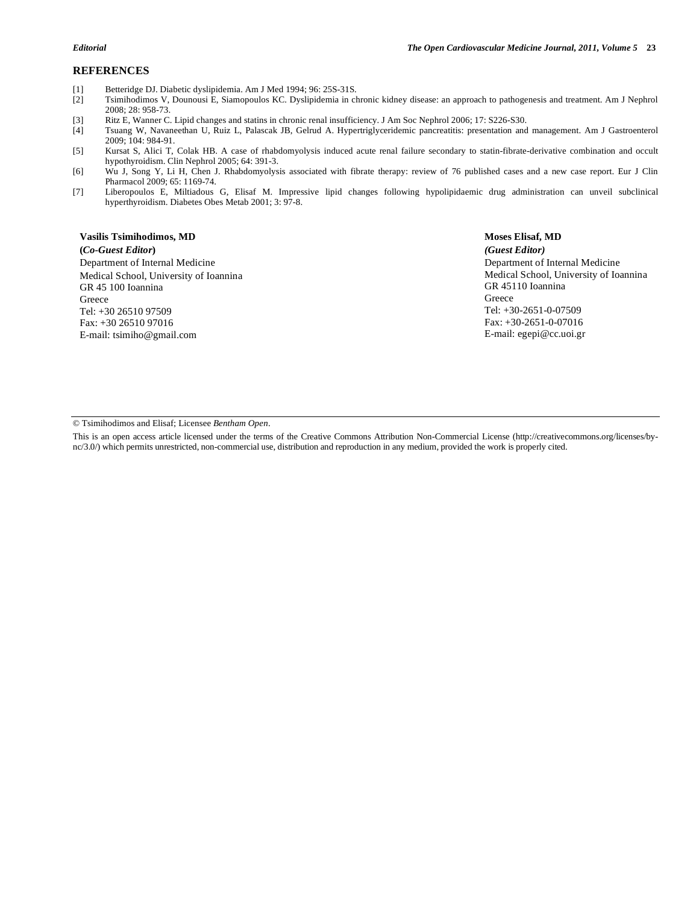## REFERENCES

[1] Betteridge DJ. Diabetic dyslipidemia. Am J Med 1994; 96: 25S-31S.

[2] Tsimihodimos V, Dounousi E, Siamopoulos KC. Dyslipidemia in chronic kidney disease: an approach to pathogenesis and treatment. Am J Nephrol 2008; 28: 958-73.

[3] Ritz E, Wanner C. Lipid changes and statins in chronic renal insufficiency. J Am Soc Nephrol 2006; 17: S226-S30.

[4] Tsuang W, Navaneethan U, Ruiz L, Palascak JB, Gelrud A. Hypertriglyceridemic pancreatitis: presentation and management. Am J Gastroenterol 2009; 104: 984-91.

[5] Kursat S, Alici T, Colak HB. A case of rhabdomyolysis induced acute renal failure secondary to statin-fibrate-derivative combination and occult hypothyroidism. Clin Nephrol 2005; 64: 391-3.

[6] Wu J, Song Y, Li H, Chen J. Rhabdomyolysis associated with fibrate therapy: review of 76 published cases and a new case report. Eur J Clin Pharmacol 2009; 65: 1169-74.

[7] Liberopoulos E, Miltiadous G, Elisaf M. Impressive lipid changes following hypolipidaemic drug administration can unveil subclinical hyperthyroidism. Diabetes Obes Metab 2001; 3: 97-8.

**Vasilis Tsimihodimos, MD**
**(*Co-Guest Editor*)**
Department of Internal Medicine
Medical School, University of Ioannina
GR 45 100 Ioannina
Greece
Tel: +30 26510 97509
Fax: +30 26510 97016
E-mail: tsimiho@gmail.com

**Moses Elisaf, MD**
***(Guest Editor)***
Department of Internal Medicine
Medical School, University of Ioannina
GR 45110 Ioannina
Greece
Tel: +30-2651-0-07509
Fax: +30-2651-0-07016
E-mail: egepi@cc.uoi.gr

---

© Tsimihodimos and Elisaf; Licensee *Bentham Open*.

This is an open access article licensed under the terms of the Creative Commons Attribution Non-Commercial License (http://creativecommons.org/licenses/by-nc/3.0/) which permits unrestricted, non-commercial use, distribution and reproduction in any medium, provided the work is properly cited.